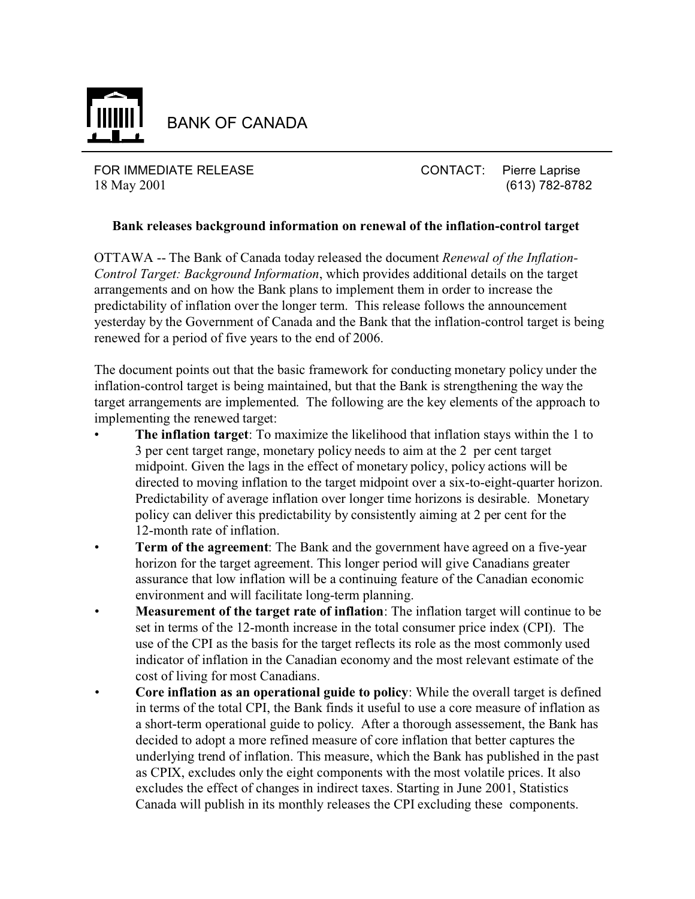# BANK OF CANADA

FOR IMMEDIATE RELEASE
18 May 2001

CONTACT: Pierre Laprise
(613) 782-8782

**Bank releases background information on renewal of the inflation-control target**

OTTAWA -- The Bank of Canada today released the document *Renewal of the Inflation-Control Target: Background Information*, which provides additional details on the target arrangements and on how the Bank plans to implement them in order to increase the predictability of inflation over the longer term. This release follows the announcement yesterday by the Government of Canada and the Bank that the inflation-control target is being renewed for a period of five years to the end of 2006.

The document points out that the basic framework for conducting monetary policy under the inflation-control target is being maintained, but that the Bank is strengthening the way the target arrangements are implemented. The following are the key elements of the approach to implementing the renewed target:

- **The inflation target**: To maximize the likelihood that inflation stays within the 1 to 3 per cent target range, monetary policy needs to aim at the 2 per cent target midpoint. Given the lags in the effect of monetary policy, policy actions will be directed to moving inflation to the target midpoint over a six-to-eight-quarter horizon. Predictability of average inflation over longer time horizons is desirable. Monetary policy can deliver this predictability by consistently aiming at 2 per cent for the 12-month rate of inflation.
- **Term of the agreement**: The Bank and the government have agreed on a five-year horizon for the target agreement. This longer period will give Canadians greater assurance that low inflation will be a continuing feature of the Canadian economic environment and will facilitate long-term planning.
- **Measurement of the target rate of inflation**: The inflation target will continue to be set in terms of the 12-month increase in the total consumer price index (CPI). The use of the CPI as the basis for the target reflects its role as the most commonly used indicator of inflation in the Canadian economy and the most relevant estimate of the cost of living for most Canadians.
- **Core inflation as an operational guide to policy**: While the overall target is defined in terms of the total CPI, the Bank finds it useful to use a core measure of inflation as a short-term operational guide to policy. After a thorough assessement, the Bank has decided to adopt a more refined measure of core inflation that better captures the underlying trend of inflation. This measure, which the Bank has published in the past as CPIX, excludes only the eight components with the most volatile prices. It also excludes the effect of changes in indirect taxes. Starting in June 2001, Statistics Canada will publish in its monthly releases the CPI excluding these components.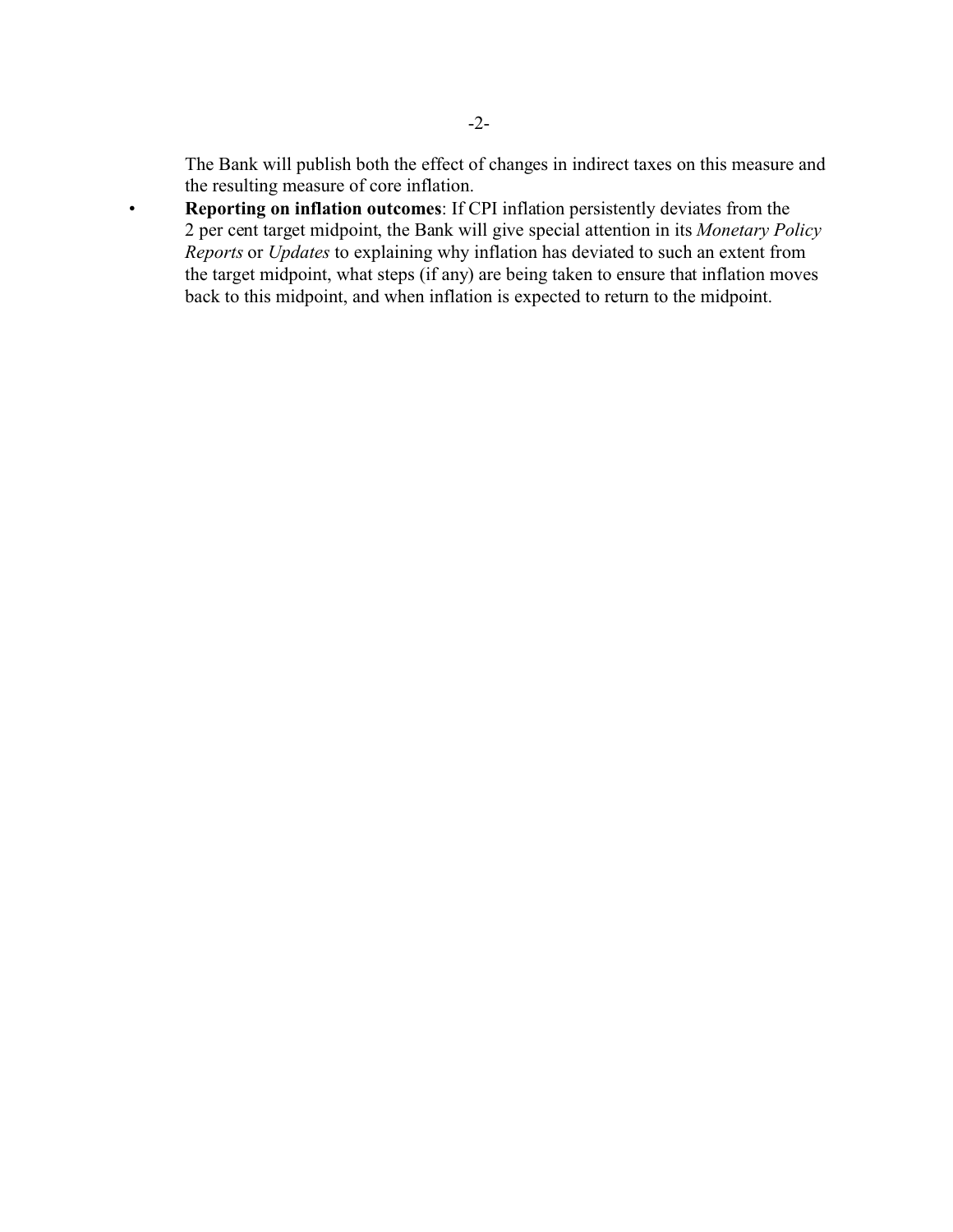The Bank will publish both the effect of changes in indirect taxes on this measure and the resulting measure of core inflation.

- **Reporting on inflation outcomes**: If CPI inflation persistently deviates from the 2 per cent target midpoint, the Bank will give special attention in its *Monetary Policy Reports* or *Updates* to explaining why inflation has deviated to such an extent from the target midpoint, what steps (if any) are being taken to ensure that inflation moves back to this midpoint, and when inflation is expected to return to the midpoint.